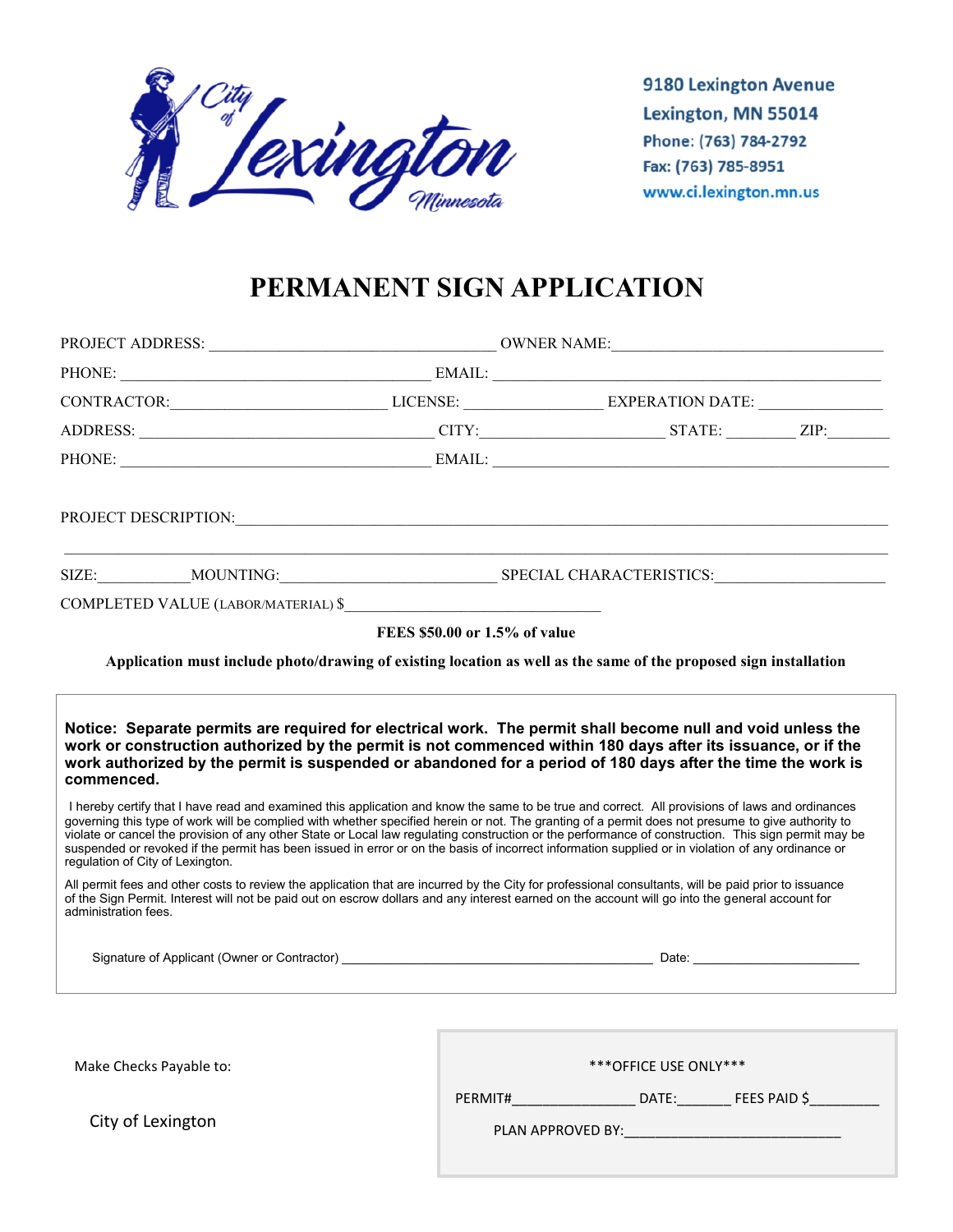City of Lexington Minnesota

9180 Lexington Avenue
Lexington, MN 55014
Phone: (763) 784-2792
Fax: (763) 785-8951
www.ci.lexington.mn.us

# PERMANENT SIGN APPLICATION

PROJECT ADDRESS: ______________________________ OWNER NAME: ______________________________

PHONE: ______________________________ EMAIL: ______________________________

CONTRACTOR: ____________________ LICENSE: ______________ EXPERATION DATE: ______________

ADDRESS: ______________________________ CITY: ____________________ STATE: ________ ZIP: ________

PHONE: ______________________________ EMAIL: ______________________________

PROJECT DESCRIPTION: ______________________________________________________________

______________________________________________________________

SIZE: __________ MOUNTING: ______________________ SPECIAL CHARACTERISTICS: ____________________

COMPLETED VALUE (LABOR/MATERIAL) $ ______________________________

**FEES $50.00 or 1.5% of value**

**Application must include photo/drawing of existing location as well as the same of the proposed sign installation**

**Notice: Separate permits are required for electrical work. The permit shall become null and void unless the work or construction authorized by the permit is not commenced within 180 days after its issuance, or if the work authorized by the permit is suspended or abandoned for a period of 180 days after the time the work is commenced.**

I hereby certify that I have read and examined this application and know the same to be true and correct. All provisions of laws and ordinances governing this type of work will be complied with whether specified herein or not. The granting of a permit does not presume to give authority to violate or cancel the provision of any other State or Local law regulating construction or the performance of construction. This sign permit may be suspended or revoked if the permit has been issued in error or on the basis of incorrect information supplied or in violation of any ordinance or regulation of City of Lexington.

All permit fees and other costs to review the application that are incurred by the City for professional consultants, will be paid prior to issuance of the Sign Permit. Interest will not be paid out on escrow dollars and any interest earned on the account will go into the general account for administration fees.

Signature of Applicant (Owner or Contractor) ______________________________ Date: ____________________

Make Checks Payable to:

City of Lexington

\*\*\*OFFICE USE ONLY\*\*\*

PERMIT# ______________ DATE: ______ FEES PAID $ ________

PLAN APPROVED BY: ________________________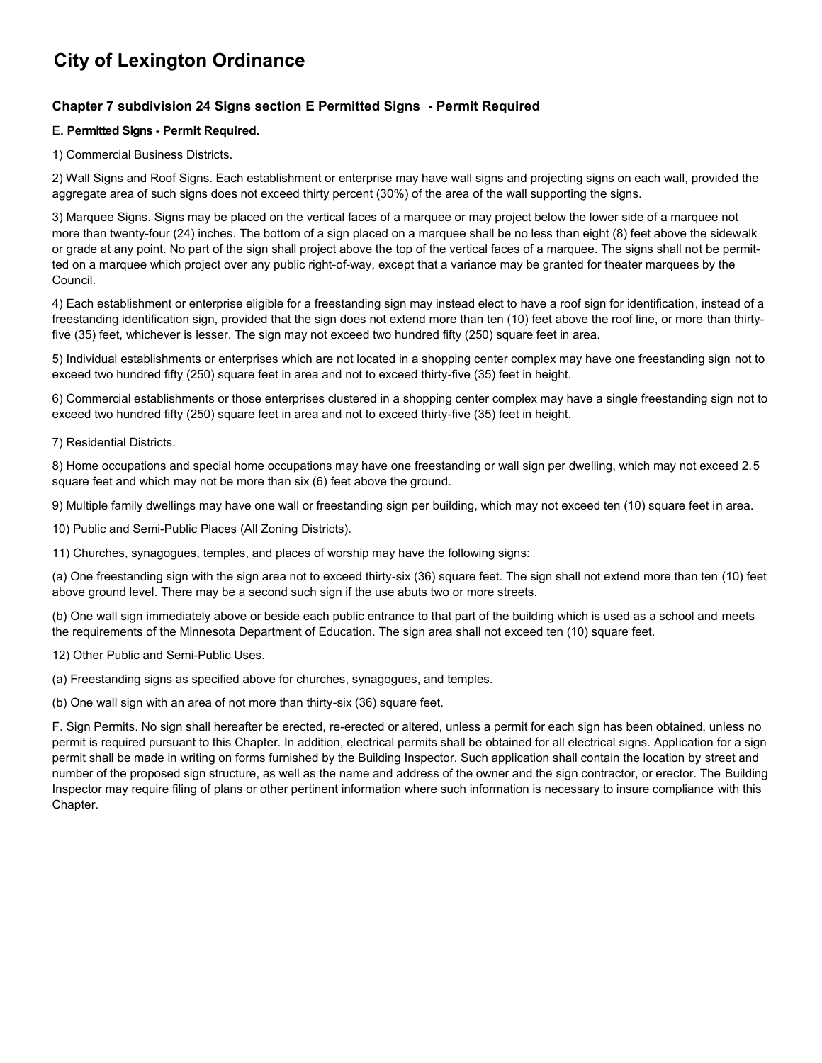# City of Lexington Ordinance

### Chapter 7 subdivision 24 Signs section E Permitted Signs - Permit Required

E**. Permitted Signs - Permit Required.**

1) Commercial Business Districts.

2) Wall Signs and Roof Signs. Each establishment or enterprise may have wall signs and projecting signs on each wall, provided the aggregate area of such signs does not exceed thirty percent (30%) of the area of the wall supporting the signs.

3) Marquee Signs. Signs may be placed on the vertical faces of a marquee or may project below the lower side of a marquee not more than twenty-four (24) inches. The bottom of a sign placed on a marquee shall be no less than eight (8) feet above the sidewalk or grade at any point. No part of the sign shall project above the top of the vertical faces of a marquee. The signs shall not be permitted on a marquee which project over any public right-of-way, except that a variance may be granted for theater marquees by the Council.

4) Each establishment or enterprise eligible for a freestanding sign may instead elect to have a roof sign for identification, instead of a freestanding identification sign, provided that the sign does not extend more than ten (10) feet above the roof line, or more than thirty-five (35) feet, whichever is lesser. The sign may not exceed two hundred fifty (250) square feet in area.

5) Individual establishments or enterprises which are not located in a shopping center complex may have one freestanding sign not to exceed two hundred fifty (250) square feet in area and not to exceed thirty-five (35) feet in height.

6) Commercial establishments or those enterprises clustered in a shopping center complex may have a single freestanding sign not to exceed two hundred fifty (250) square feet in area and not to exceed thirty-five (35) feet in height.

7) Residential Districts.

8) Home occupations and special home occupations may have one freestanding or wall sign per dwelling, which may not exceed 2.5 square feet and which may not be more than six (6) feet above the ground.

9) Multiple family dwellings may have one wall or freestanding sign per building, which may not exceed ten (10) square feet in area.

10) Public and Semi-Public Places (All Zoning Districts).

11) Churches, synagogues, temples, and places of worship may have the following signs:

(a) One freestanding sign with the sign area not to exceed thirty-six (36) square feet. The sign shall not extend more than ten (10) feet above ground level. There may be a second such sign if the use abuts two or more streets.

(b) One wall sign immediately above or beside each public entrance to that part of the building which is used as a school and meets the requirements of the Minnesota Department of Education. The sign area shall not exceed ten (10) square feet.

12) Other Public and Semi-Public Uses.

(a) Freestanding signs as specified above for churches, synagogues, and temples.

(b) One wall sign with an area of not more than thirty-six (36) square feet.

F. Sign Permits. No sign shall hereafter be erected, re-erected or altered, unless a permit for each sign has been obtained, unless no permit is required pursuant to this Chapter. In addition, electrical permits shall be obtained for all electrical signs. Application for a sign permit shall be made in writing on forms furnished by the Building Inspector. Such application shall contain the location by street and number of the proposed sign structure, as well as the name and address of the owner and the sign contractor, or erector. The Building Inspector may require filing of plans or other pertinent information where such information is necessary to insure compliance with this Chapter.